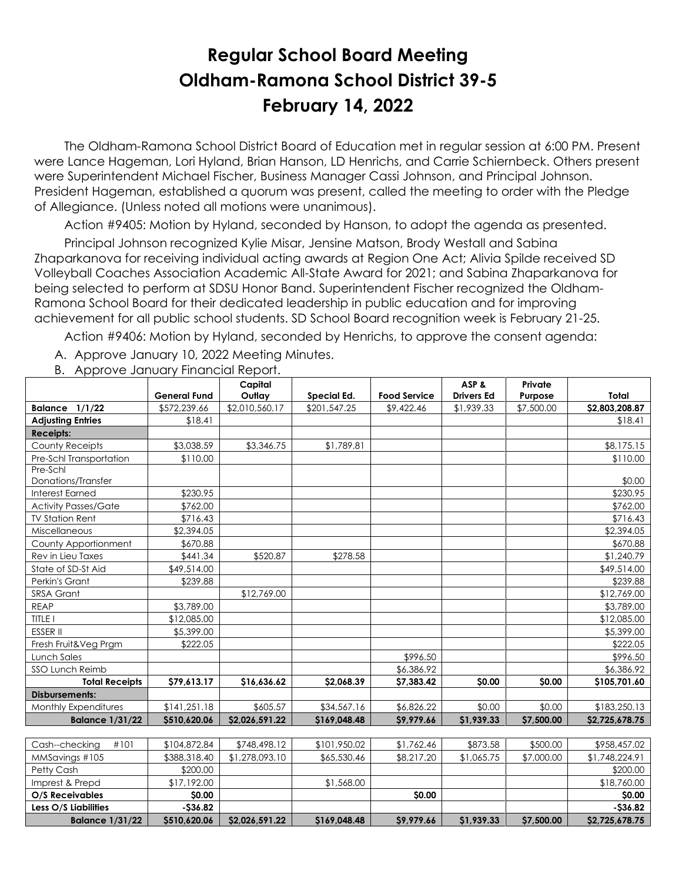# Regular School Board Meeting
# Oldham-Ramona School District 39-5
# February 14, 2022

The Oldham-Ramona School District Board of Education met in regular session at 6:00 PM. Present were Lance Hageman, Lori Hyland, Brian Hanson, LD Henrichs, and Carrie Schiernbeck. Others present were Superintendent Michael Fischer, Business Manager Cassi Johnson, and Principal Johnson. President Hageman, established a quorum was present, called the meeting to order with the Pledge of Allegiance. (Unless noted all motions were unanimous).

Action #9405: Motion by Hyland, seconded by Hanson, to adopt the agenda as presented.

Principal Johnson recognized Kylie Misar, Jensine Matson, Brody Westall and Sabina Zhaparkanova for receiving individual acting awards at Region One Act; Alivia Spilde received SD Volleyball Coaches Association Academic All-State Award for 2021; and Sabina Zhaparkanova for being selected to perform at SDSU Honor Band. Superintendent Fischer recognized the Oldham-Ramona School Board for their dedicated leadership in public education and for improving achievement for all public school students. SD School Board recognition week is February 21-25.

Action #9406: Motion by Hyland, seconded by Henrichs, to approve the consent agenda:

A. Approve January 10, 2022 Meeting Minutes.
B. Approve January Financial Report.

| | General Fund | Capital Outlay | Special Ed. | Food Service | ASP & Drivers Ed | Private Purpose | Total |
|---|---|---|---|---|---|---|---|
| **Balance 1/1/22** | $572,239.66 | $2,010,560.17 | $201,547.25 | $9,422.46 | $1,939.33 | $7,500.00 | **$2,803,208.87** |
| **Adjusting Entries** | $18.41 | | | | | | $18.41 |
| **Receipts:** | | | | | | | |
| County Receipts | $3,038.59 | $3,346.75 | $1,789.81 | | | | $8,175.15 |
| Pre-Schl Transportation | $110.00 | | | | | | $110.00 |
| Pre-Schl Donations/Transfer | | | | | | | $0.00 |
| Interest Earned | $230.95 | | | | | | $230.95 |
| Activity Passes/Gate | $762.00 | | | | | | $762.00 |
| TV Station Rent | $716.43 | | | | | | $716.43 |
| Miscellaneous | $2,394.05 | | | | | | $2,394.05 |
| County Apportionment | $670.88 | | | | | | $670.88 |
| Rev in Lieu Taxes | $441.34 | $520.87 | $278.58 | | | | $1,240.79 |
| State of SD-St Aid | $49,514.00 | | | | | | $49,514.00 |
| Perkin's Grant | $239.88 | | | | | | $239.88 |
| SRSA Grant | | $12,769.00 | | | | | $12,769.00 |
| REAP | $3,789.00 | | | | | | $3,789.00 |
| TITLE I | $12,085.00 | | | | | | $12,085.00 |
| ESSER II | $5,399.00 | | | | | | $5,399.00 |
| Fresh Fruit&Veg Prgm | $222.05 | | | | | | $222.05 |
| Lunch Sales | | | | $996.50 | | | $996.50 |
| SSO Lunch Reimb | | | | $6,386.92 | | | $6,386.92 |
| **Total Receipts** | **$79,613.17** | **$16,636.62** | **$2,068.39** | **$7,383.42** | **$0.00** | **$0.00** | **$105,701.60** |
| **Disbursements:** | | | | | | | |
| Monthly Expenditures | $141,251.18 | $605.57 | $34,567.16 | $6,826.22 | $0.00 | $0.00 | $183,250.13 |
| **Balance 1/31/22** | **$510,620.06** | **$2,026,591.22** | **$169,048.48** | **$9,979.66** | **$1,939.33** | **$7,500.00** | **$2,725,678.75** |

| | | | | | | | |
|---|---|---|---|---|---|---|---|
| Cash--checking #101 | $104,872.84 | $748,498.12 | $101,950.02 | $1,762.46 | $873.58 | $500.00 | $958,457.02 |
| MMSavings #105 | $388,318.40 | $1,278,093.10 | $65,530.46 | $8,217.20 | $1,065.75 | $7,000.00 | $1,748,224.91 |
| Petty Cash | $200.00 | | | | | | $200.00 |
| Imprest & Prepd | $17,192.00 | | $1,568.00 | | | | $18,760.00 |
| **O/S Receivables** | **$0.00** | | | **$0.00** | | | **$0.00** |
| **Less O/S Liabilities** | **-$36.82** | | | | | | **-$36.82** |
| **Balance 1/31/22** | **$510,620.06** | **$2,026,591.22** | **$169,048.48** | **$9,979.66** | **$1,939.33** | **$7,500.00** | **$2,725,678.75** |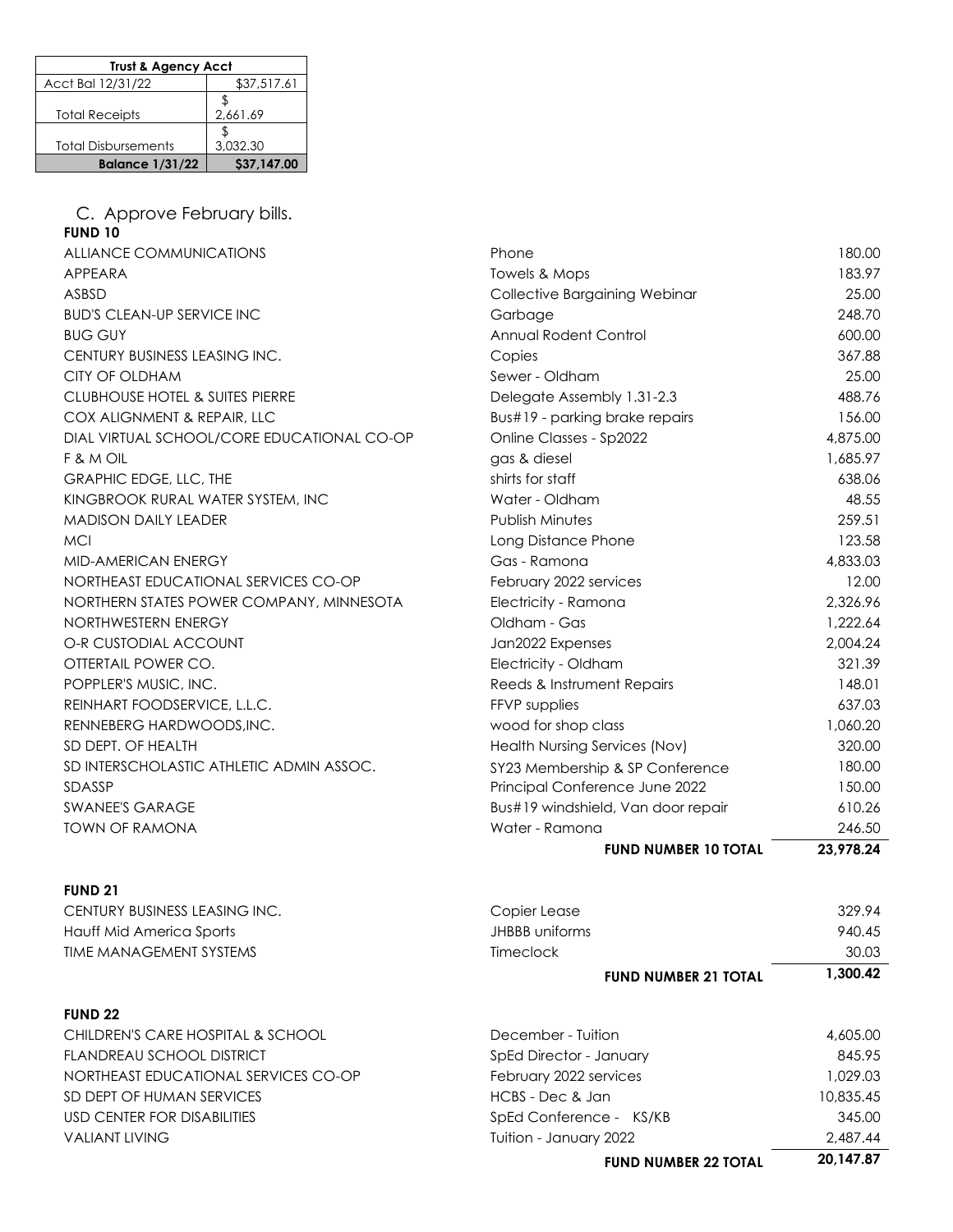| Trust & Agency Acct | |
|---|---|
| Acct Bal 12/31/22 | $37,517.61 |
| Total Receipts | $ 2,661.69 |
| Total Disbursements | $ 3,032.30 |
| **Balance 1/31/22** | **$37,147.00** |

C. Approve February bills.

**FUND 10**

| Vendor | Description | Amount |
|---|---|---|
| ALLIANCE COMMUNICATIONS | Phone | 180.00 |
| APPEARA | Towels & Mops | 183.97 |
| ASBSD | Collective Bargaining Webinar | 25.00 |
| BUD'S CLEAN-UP SERVICE INC | Garbage | 248.70 |
| BUG GUY | Annual Rodent Control | 600.00 |
| CENTURY BUSINESS LEASING INC. | Copies | 367.88 |
| CITY OF OLDHAM | Sewer - Oldham | 25.00 |
| CLUBHOUSE HOTEL & SUITES PIERRE | Delegate Assembly 1.31-2.3 | 488.76 |
| COX ALIGNMENT & REPAIR, LLC | Bus#19 - parking brake repairs | 156.00 |
| DIAL VIRTUAL SCHOOL/CORE EDUCATIONAL CO-OP | Online Classes - Sp2022 | 4,875.00 |
| F & M OIL | gas & diesel | 1,685.97 |
| GRAPHIC EDGE, LLC, THE | shirts for staff | 638.06 |
| KINGBROOK RURAL WATER SYSTEM, INC | Water - Oldham | 48.55 |
| MADISON DAILY LEADER | Publish Minutes | 259.51 |
| MCI | Long Distance Phone | 123.58 |
| MID-AMERICAN ENERGY | Gas - Ramona | 4,833.03 |
| NORTHEAST EDUCATIONAL SERVICES CO-OP | February 2022 services | 12.00 |
| NORTHERN STATES POWER COMPANY, MINNESOTA | Electricity - Ramona | 2,326.96 |
| NORTHWESTERN ENERGY | Oldham - Gas | 1,222.64 |
| O-R CUSTODIAL ACCOUNT | Jan2022 Expenses | 2,004.24 |
| OTTERTAIL POWER CO. | Electricity - Oldham | 321.39 |
| POPPLER'S MUSIC, INC. | Reeds & Instrument Repairs | 148.01 |
| REINHART FOODSERVICE, L.L.C. | FFVP supplies | 637.03 |
| RENNEBERG HARDWOODS,INC. | wood for shop class | 1,060.20 |
| SD DEPT. OF HEALTH | Health Nursing Services (Nov) | 320.00 |
| SD INTERSCHOLASTIC ATHLETIC ADMIN ASSOC. | SY23 Membership & SP Conference | 180.00 |
| SDASSP | Principal Conference June 2022 | 150.00 |
| SWANEE'S GARAGE | Bus#19 windshield, Van door repair | 610.26 |
| TOWN OF RAMONA | Water - Ramona | 246.50 |
| | **FUND NUMBER 10 TOTAL** | **23,978.24** |

**FUND 21**

| Vendor | Description | Amount |
|---|---|---|
| CENTURY BUSINESS LEASING INC. | Copier Lease | 329.94 |
| Hauff Mid America Sports | JHBBB uniforms | 940.45 |
| TIME MANAGEMENT SYSTEMS | Timeclock | 30.03 |
| | **FUND NUMBER 21 TOTAL** | **1,300.42** |

**FUND 22**

| Vendor | Description | Amount |
|---|---|---|
| CHILDREN'S CARE HOSPITAL & SCHOOL | December - Tuition | 4,605.00 |
| FLANDREAU SCHOOL DISTRICT | SpEd Director - January | 845.95 |
| NORTHEAST EDUCATIONAL SERVICES CO-OP | February 2022 services | 1,029.03 |
| SD DEPT OF HUMAN SERVICES | HCBS - Dec & Jan | 10,835.45 |
| USD CENTER FOR DISABILITIES | SpEd Conference - KS/KB | 345.00 |
| VALIANT LIVING | Tuition - January 2022 | 2,487.44 |
| | **FUND NUMBER 22 TOTAL** | **20,147.87** |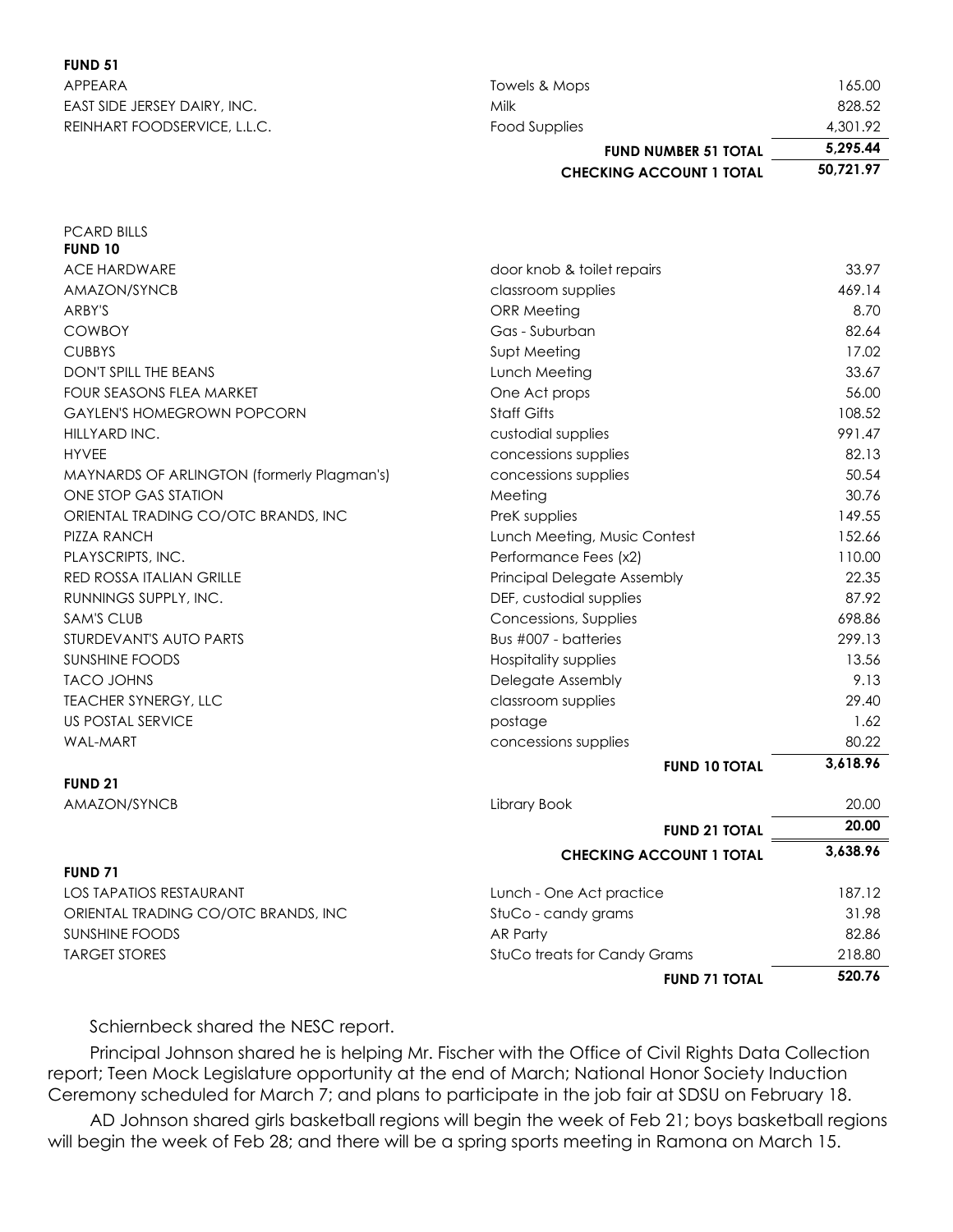**FUND 51**

| | | |
|---|---|---|
| APPEARA | Towels & Mops | 165.00 |
| EAST SIDE JERSEY DAIRY, INC. | Milk | 828.52 |
| REINHART FOODSERVICE, L.L.C. | Food Supplies | 4,301.92 |
| | **FUND NUMBER 51 TOTAL** | **5,295.44** |
| | **CHECKING ACCOUNT 1 TOTAL** | **50,721.97** |

PCARD BILLS

**FUND 10**

| | | |
|---|---|---|
| ACE HARDWARE | door knob & toilet repairs | 33.97 |
| AMAZON/SYNCB | classroom supplies | 469.14 |
| ARBY'S | ORR Meeting | 8.70 |
| COWBOY | Gas - Suburban | 82.64 |
| CUBBYS | Supt Meeting | 17.02 |
| DON'T SPILL THE BEANS | Lunch Meeting | 33.67 |
| FOUR SEASONS FLEA MARKET | One Act props | 56.00 |
| GAYLEN'S HOMEGROWN POPCORN | Staff Gifts | 108.52 |
| HILLYARD INC. | custodial supplies | 991.47 |
| HYVEE | concessions supplies | 82.13 |
| MAYNARDS OF ARLINGTON (formerly Plagman's) | concessions supplies | 50.54 |
| ONE STOP GAS STATION | Meeting | 30.76 |
| ORIENTAL TRADING CO/OTC BRANDS, INC | PreK supplies | 149.55 |
| PIZZA RANCH | Lunch Meeting, Music Contest | 152.66 |
| PLAYSCRIPTS, INC. | Performance Fees (x2) | 110.00 |
| RED ROSSA ITALIAN GRILLE | Principal Delegate Assembly | 22.35 |
| RUNNINGS SUPPLY, INC. | DEF, custodial supplies | 87.92 |
| SAM'S CLUB | Concessions, Supplies | 698.86 |
| STURDEVANT'S AUTO PARTS | Bus #007 - batteries | 299.13 |
| SUNSHINE FOODS | Hospitality supplies | 13.56 |
| TACO JOHNS | Delegate Assembly | 9.13 |
| TEACHER SYNERGY, LLC | classroom supplies | 29.40 |
| US POSTAL SERVICE | postage | 1.62 |
| WAL-MART | concessions supplies | 80.22 |
| | **FUND 10 TOTAL** | **3,618.96** |

**FUND 21**

| | | |
|---|---|---|
| AMAZON/SYNCB | Library Book | 20.00 |
| | **FUND 21 TOTAL** | **20.00** |
| | **CHECKING ACCOUNT 1 TOTAL** | **3,638.96** |

**FUND 71**

| | | |
|---|---|---|
| LOS TAPATIOS RESTAURANT | Lunch - One Act practice | 187.12 |
| ORIENTAL TRADING CO/OTC BRANDS, INC | StuCo - candy grams | 31.98 |
| SUNSHINE FOODS | AR Party | 82.86 |
| TARGET STORES | StuCo treats for Candy Grams | 218.80 |
| | **FUND 71 TOTAL** | **520.76** |

Schiernbeck shared the NESC report.

Principal Johnson shared he is helping Mr. Fischer with the Office of Civil Rights Data Collection report; Teen Mock Legislature opportunity at the end of March; National Honor Society Induction Ceremony scheduled for March 7; and plans to participate in the job fair at SDSU on February 18.

AD Johnson shared girls basketball regions will begin the week of Feb 21; boys basketball regions will begin the week of Feb 28; and there will be a spring sports meeting in Ramona on March 15.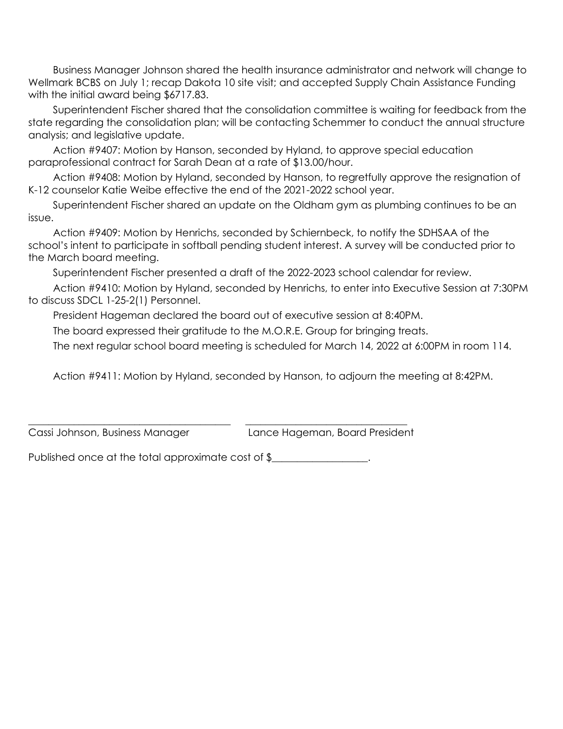Business Manager Johnson shared the health insurance administrator and network will change to Wellmark BCBS on July 1; recap Dakota 10 site visit; and accepted Supply Chain Assistance Funding with the initial award being $6717.83.

Superintendent Fischer shared that the consolidation committee is waiting for feedback from the state regarding the consolidation plan; will be contacting Schemmer to conduct the annual structure analysis; and legislative update.

Action #9407: Motion by Hanson, seconded by Hyland, to approve special education paraprofessional contract for Sarah Dean at a rate of $13.00/hour.

Action #9408: Motion by Hyland, seconded by Hanson, to regretfully approve the resignation of K-12 counselor Katie Weibe effective the end of the 2021-2022 school year.

Superintendent Fischer shared an update on the Oldham gym as plumbing continues to be an issue.

Action #9409: Motion by Henrichs, seconded by Schiernbeck, to notify the SDHSAA of the school's intent to participate in softball pending student interest. A survey will be conducted prior to the March board meeting.

Superintendent Fischer presented a draft of the 2022-2023 school calendar for review.

Action #9410: Motion by Hyland, seconded by Henrichs, to enter into Executive Session at 7:30PM to discuss SDCL 1-25-2(1) Personnel.

President Hageman declared the board out of executive session at 8:40PM.

The board expressed their gratitude to the M.O.R.E. Group for bringing treats.

The next regular school board meeting is scheduled for March 14, 2022 at 6:00PM in room 114.

Action #9411: Motion by Hyland, seconded by Hanson, to adjourn the meeting at 8:42PM.

\_\_\_\_\_\_\_\_\_\_\_\_\_\_\_\_\_\_\_\_\_\_\_\_\_\_\_\_\_\_\_\_\_\_\_\_\_\_\_\_ \_\_\_\_\_\_\_\_\_\_\_\_\_\_\_\_\_\_\_\_\_\_\_\_\_\_\_\_\_\_\_\_\_\_
Cassi Johnson, Business Manager Lance Hageman, Board President

Published once at the total approximate cost of $\_\_\_\_\_\_\_\_\_\_\_\_\_\_\_\_\_\_\_.